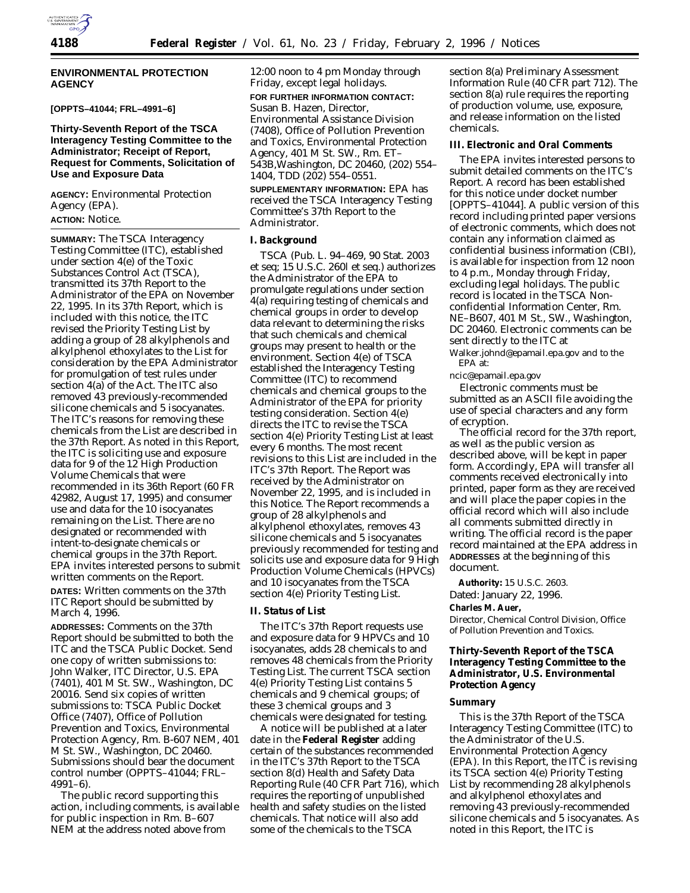## ENVIRONMENTAL PROTECTION AGENCY

**[OPPTS–41044; FRL–4991–6]**

## Thirty-Seventh Report of the TSCA Interagency Testing Committee to the Administrator; Receipt of Report, Request for Comments, Solicitation of Use and Exposure Data

**AGENCY:** Environmental Protection Agency (EPA).

**ACTION:** Notice.

**SUMMARY:** The TSCA Interagency Testing Committee (ITC), established under section 4(e) of the Toxic Substances Control Act (TSCA), transmitted its 37th Report to the Administrator of the EPA on November 22, 1995. In its 37th Report, which is included with this notice, the ITC revised the Priority Testing List by adding a group of 28 alkylphenols and alkylphenol ethoxylates to the List for consideration by the EPA Administrator for promulgation of test rules under section 4(a) of the Act. The ITC also removed 43 previously-recommended silicone chemicals and 5 isocyanates. The ITC's reasons for removing these chemicals from the List are described in the 37th Report. As noted in this Report, the ITC is soliciting use and exposure data for 9 of the 12 High Production Volume Chemicals that were recommended in its 36th Report (60 FR 42982, August 17, 1995) and consumer use and data for the 10 isocyanates remaining on the List. There are no designated or recommended with intent-to-designate chemicals or chemical groups in the 37th Report. EPA invites interested persons to submit written comments on the Report.

**DATES:** Written comments on the 37th ITC Report should be submitted by March 4, 1996.

**ADDRESSES:** Comments on the 37th Report should be submitted to both the ITC and the TSCA Public Docket. Send one copy of written submissions to: John Walker, ITC Director, U.S. EPA (7401), 401 M St. SW., Washington, DC 20016. Send six copies of written submissions to: TSCA Public Docket Office (7407), Office of Pollution Prevention and Toxics, Environmental Protection Agency, Rm. B-607 NEM, 401 M St. SW., Washington, DC 20460. Submissions should bear the document control number (OPPTS–41044; FRL–4991–6).

The public record supporting this action, including comments, is available for public inspection in Rm. B–607 NEM at the address noted above from 12:00 noon to 4 pm Monday through Friday, except legal holidays.

**FOR FURTHER INFORMATION CONTACT:** Susan B. Hazen, Director, Environmental Assistance Division (7408), Office of Pollution Prevention and Toxics, Environmental Protection Agency, 401 M St. SW., Rm. ET–543B,Washington, DC 20460, (202) 554–1404, TDD (202) 554–0551.

**SUPPLEMENTARY INFORMATION:** EPA has received the TSCA Interagency Testing Committee's 37th Report to the Administrator.

### I. Background

TSCA (Pub. L. 94–469, 90 Stat. 2003 et seq; 15 U.S.C. 260l et seq.) authorizes the Administrator of the EPA to promulgate regulations under section 4(a) requiring testing of chemicals and chemical groups in order to develop data relevant to determining the risks that such chemicals and chemical groups may present to health or the environment. Section 4(e) of TSCA established the Interagency Testing Committee (ITC) to recommend chemicals and chemical groups to the Administrator of the EPA for priority testing consideration. Section 4(e) directs the ITC to revise the TSCA section 4(e) Priority Testing List at least every 6 months. The most recent revisions to this List are included in the ITC's 37th Report. The Report was received by the Administrator on November 22, 1995, and is included in this Notice. The Report recommends a group of 28 alkylphenols and alkylphenol ethoxylates, removes 43 silicone chemicals and 5 isocyanates previously recommended for testing and solicits use and exposure data for 9 High Production Volume Chemicals (HPVCs) and 10 isocyanates from the TSCA section 4(e) Priority Testing List.

### II. Status of List

The ITC's 37th Report requests use and exposure data for 9 HPVCs and 10 isocyanates, adds 28 chemicals to and removes 48 chemicals from the Priority Testing List. The current TSCA section 4(e) Priority Testing List contains 5 chemicals and 9 chemical groups; of these 3 chemical groups and 3 chemicals were designated for testing.

A notice will be published at a later date in the **Federal Register** adding certain of the substances recommended in the ITC's 37th Report to the TSCA section 8(d) Health and Safety Data Reporting Rule (40 CFR Part 716), which requires the reporting of unpublished health and safety studies on the listed chemicals. That notice will also add some of the chemicals to the TSCA section 8(a) Preliminary Assessment Information Rule (40 CFR part 712). The section 8(a) rule requires the reporting of production volume, use, exposure, and release information on the listed chemicals.

### III. Electronic and Oral Comments

The EPA invites interested persons to submit detailed comments on the ITC's Report. A record has been established for this notice under docket number [OPPTS–41044]. A public version of this record including printed paper versions of electronic comments, which does not contain any information claimed as confidential business information (CBI), is available for inspection from 12 noon to 4 p.m., Monday through Friday, excluding legal holidays. The public record is located in the TSCA Non-confidential Information Center, Rm. NE–B607, 401 M St., SW., Washington, DC 20460. Electronic comments can be sent directly to the ITC at

Walker.johnd@epamail.epa.gov and to the EPA at:

ncic@epamail.epa.gov

Electronic comments must be submitted as an ASCII file avoiding the use of special characters and any form of ecryption.

The official record for the 37th report, as well as the public version as described above, will be kept in paper form. Accordingly, EPA will transfer all comments received electronically into printed, paper form as they are received and will place the paper copies in the official record which will also include all comments submitted directly in writing. The official record is the paper record maintained at the EPA address in **ADDRESSES** at the beginning of this document.

**Authority:** 15 U.S.C. 2603.

Dated: January 22, 1996.

**Charles M. Auer,**

*Director, Chemical Control Division, Office of Pollution Prevention and Toxics.*

## Thirty-Seventh Report of the TSCA Interagency Testing Committee to the Administrator, U.S. Environmental Protection Agency

### Summary

This is the 37th Report of the TSCA Interagency Testing Committee (ITC) to the Administrator of the U.S. Environmental Protection Agency (EPA). In this Report, the ITC is revising its TSCA section 4(e) Priority Testing List by recommending 28 alkylphenols and alkylphenol ethoxylates and removing 43 previously-recommended silicone chemicals and 5 isocyanates. As noted in this Report, the ITC is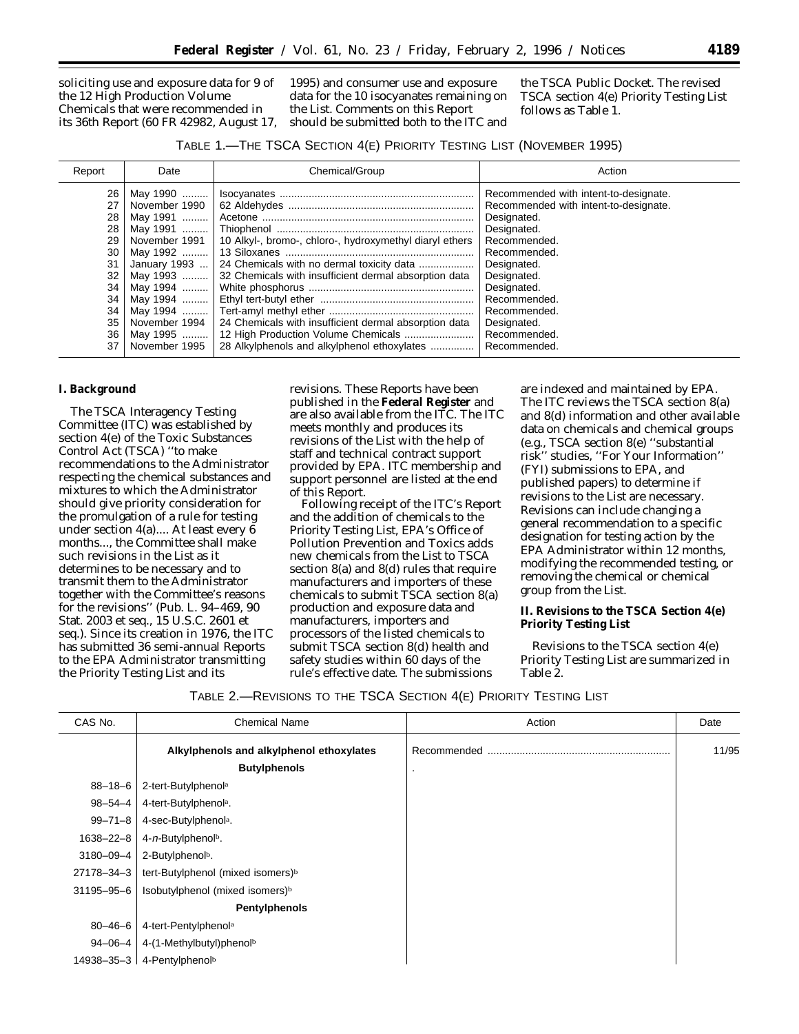soliciting use and exposure data for 9 of the 12 High Production Volume Chemicals that were recommended in its 36th Report (60 FR 42982, August 17, 1995) and consumer use and exposure data for the 10 isocyanates remaining on the List. Comments on this Report should be submitted both to the ITC and the TSCA Public Docket. The revised TSCA section 4(e) Priority Testing List follows as Table 1.

TABLE 1.—THE TSCA SECTION 4(E) PRIORITY TESTING LIST (NOVEMBER 1995)

| Report | Date | Chemical/Group | Action |
|---|---|---|---|
| 26 | May 1990 | Isocyanates | Recommended with intent-to-designate. |
| 27 | November 1990 | 62 Aldehydes | Recommended with intent-to-designate. |
| 28 | May 1991 | Acetone | Designated. |
| 28 | May 1991 | Thiophenol | Designated. |
| 29 | November 1991 | 10 Alkyl-, bromo-, chloro-, hydroxymethyl diaryl ethers | Recommended. |
| 30 | May 1992 | 13 Siloxanes | Recommended. |
| 31 | January 1993 | 24 Chemicals with no dermal toxicity data | Designated. |
| 32 | May 1993 | 32 Chemicals with insufficient dermal absorption data | Designated. |
| 34 | May 1994 | White phosphorus | Designated. |
| 34 | May 1994 | Ethyl tert-butyl ether | Recommended. |
| 34 | May 1994 | Tert-amyl methyl ether | Recommended. |
| 35 | November 1994 | 24 Chemicals with insufficient dermal absorption data | Designated. |
| 36 | May 1995 | 12 High Production Volume Chemicals | Recommended. |
| 37 | November 1995 | 28 Alkylphenols and alkylphenol ethoxylates | Recommended. |

## I. Background

The TSCA Interagency Testing Committee (ITC) was established by section 4(e) of the Toxic Substances Control Act (TSCA) ''to make recommendations to the Administrator respecting the chemical substances and mixtures to which the Administrator should give priority consideration for the promulgation of a rule for testing under section 4(a).... At least every 6 months..., the Committee shall make such revisions in the List as it determines to be necessary and to transmit them to the Administrator together with the Committee's reasons for the revisions'' (Pub. L. 94–469, 90 Stat. 2003 et seq., 15 U.S.C. 2601 et seq.). Since its creation in 1976, the ITC has submitted 36 semi-annual Reports to the EPA Administrator transmitting the Priority Testing List and its revisions. These Reports have been published in the **Federal Register** and are also available from the ITC. The ITC meets monthly and produces its revisions of the List with the help of staff and technical contract support provided by EPA. ITC membership and support personnel are listed at the end of this Report.

Following receipt of the ITC's Report and the addition of chemicals to the Priority Testing List, EPA's Office of Pollution Prevention and Toxics adds new chemicals from the List to TSCA section 8(a) and 8(d) rules that require manufacturers and importers of these chemicals to submit TSCA section 8(a) production and exposure data and manufacturers, importers and processors of the listed chemicals to submit TSCA section 8(d) health and safety studies within 60 days of the rule's effective date. The submissions are indexed and maintained by EPA. The ITC reviews the TSCA section 8(a) and 8(d) information and other available data on chemicals and chemical groups (e.g., TSCA section 8(e) ''substantial risk'' studies, ''For Your Information'' (FYI) submissions to EPA, and published papers) to determine if revisions to the List are necessary. Revisions can include changing a general recommendation to a specific designation for testing action by the EPA Administrator within 12 months, modifying the recommended testing, or removing the chemical or chemical group from the List.

## II. Revisions to the TSCA Section 4(e) Priority Testing List

Revisions to the TSCA section 4(e) Priority Testing List are summarized in Table 2.

TABLE 2.—REVISIONS TO THE TSCA SECTION 4(E) PRIORITY TESTING LIST

| CAS No. | Chemical Name | Action | Date |
|---|---|---|---|
| | **Alkylphenols and alkylphenol ethoxylates** | Recommended | 11/95 |
| | **Butylphenols** | . | |
| 88–18–6 | 2-tert-Butylphenol[a] | | |
| 98–54–4 | 4-tert-Butylphenol[a]. | | |
| 99–71–8 | 4-sec-Butylphenol[a]. | | |
| 1638–22–8 | 4-*n*-Butylphenol[b]. | | |
| 3180–09–4 | 2-Butylphenol[b]. | | |
| 27178–34–3 | tert-Butylphenol (mixed isomers)[b] | | |
| 31195–95–6 | Isobutylphenol (mixed isomers)[b] | | |
| | **Pentylphenols** | | |
| 80–46–6 | 4-tert-Pentylphenol[a] | | |
| 94–06–4 | 4-(1-Methylbutyl)phenol[b] | | |
| 14938–35–3 | 4-Pentylphenol[b] | | |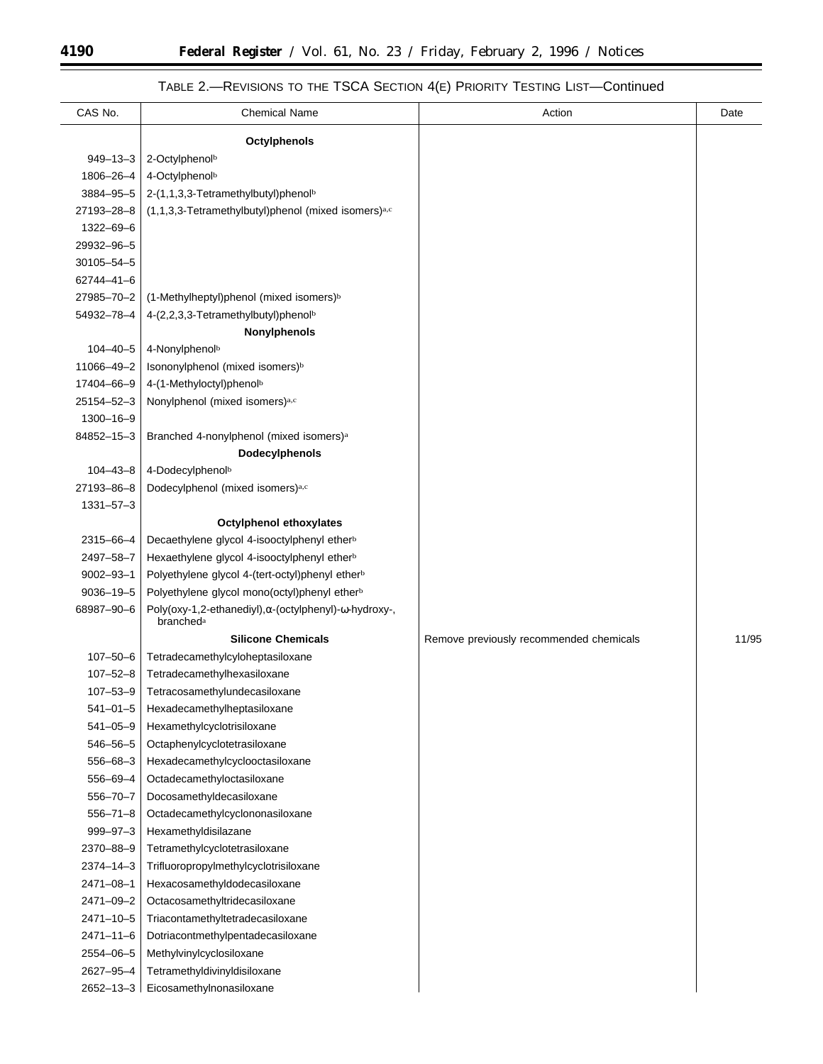TABLE 2.—REVISIONS TO THE TSCA SECTION 4(E) PRIORITY TESTING LIST—Continued

| CAS No. | Chemical Name | Action | Date |
|---|---|---|---|
| | **Octylphenols** | | |
| 949–13–3 | 2-Octylphenol[b] | | |
| 1806–26–4 | 4-Octylphenol[b] | | |
| 3884–95–5 | 2-(1,1,3,3-Tetramethylbutyl)phenol[b] | | |
| 27193–28–8 | (1,1,3,3-Tetramethylbutyl)phenol (mixed isomers)[a,c] | | |
| 1322–69–6 | | | |
| 29932–96–5 | | | |
| 30105–54–5 | | | |
| 62744–41–6 | | | |
| 27985–70–2 | (1-Methylheptyl)phenol (mixed isomers)[b] | | |
| 54932–78–4 | 4-(2,2,3,3-Tetramethylbutyl)phenol[b] | | |
| | **Nonylphenols** | | |
| 104–40–5 | 4-Nonylphenol[b] | | |
| 11066–49–2 | Isononylphenol (mixed isomers)[b] | | |
| 17404–66–9 | 4-(1-Methyloctyl)phenol[b] | | |
| 25154–52–3 | Nonylphenol (mixed isomers)[a,c] | | |
| 1300–16–9 | | | |
| 84852–15–3 | Branched 4-nonylphenol (mixed isomers)[a] | | |
| | **Dodecylphenols** | | |
| 104–43–8 | 4-Dodecylphenol[b] | | |
| 27193–86–8 | Dodecylphenol (mixed isomers)[a,c] | | |
| 1331–57–3 | | | |
| | **Octylphenol ethoxylates** | | |
| 2315–66–4 | Decaethylene glycol 4-isooctylphenyl ether[b] | | |
| 2497–58–7 | Hexaethylene glycol 4-isooctylphenyl ether[b] | | |
| 9002–93–1 | Polyethylene glycol 4-(tert-octyl)phenyl ether[b] | | |
| 9036–19–5 | Polyethylene glycol mono(octyl)phenyl ether[b] | | |
| 68987–90–6 | Poly(oxy-1,2-ethanediyl),α-(octylphenyl)-ω-hydroxy-, branched[a] | | |
| | **Silicone Chemicals** | Remove previously recommended chemicals | 11/95 |
| 107–50–6 | Tetradecamethylcycloheptasiloxane | | |
| 107–52–8 | Tetradecamethylhexasiloxane | | |
| 107–53–9 | Tetracosamethylundecasiloxane | | |
| 541–01–5 | Hexadecamethylheptasiloxane | | |
| 541–05–9 | Hexamethylcyclotrisiloxane | | |
| 546–56–5 | Octaphenylcyclotetrasiloxane | | |
| 556–68–3 | Hexadecamethylcyclooctasiloxane | | |
| 556–69–4 | Octadecamethyloctasiloxane | | |
| 556–70–7 | Docosamethyldecasiloxane | | |
| 556–71–8 | Octadecamethylcyclononasiloxane | | |
| 999–97–3 | Hexamethyldisilazane | | |
| 2370–88–9 | Tetramethylcyclotetrasiloxane | | |
| 2374–14–3 | Trifluoropropylmethylcyclotrisiloxane | | |
| 2471–08–1 | Hexacosamethyldodecasiloxane | | |
| 2471–09–2 | Octacosamethyltridecasiloxane | | |
| 2471–10–5 | Triacontamethyltetradecasiloxane | | |
| 2471–11–6 | Dotriacontmethylpentadecasiloxane | | |
| 2554–06–5 | Methylvinylcyclosiloxane | | |
| 2627–95–4 | Tetramethyldivinyldisiloxane | | |
| 2652–13–3 | Eicosamethylnonasiloxane | | |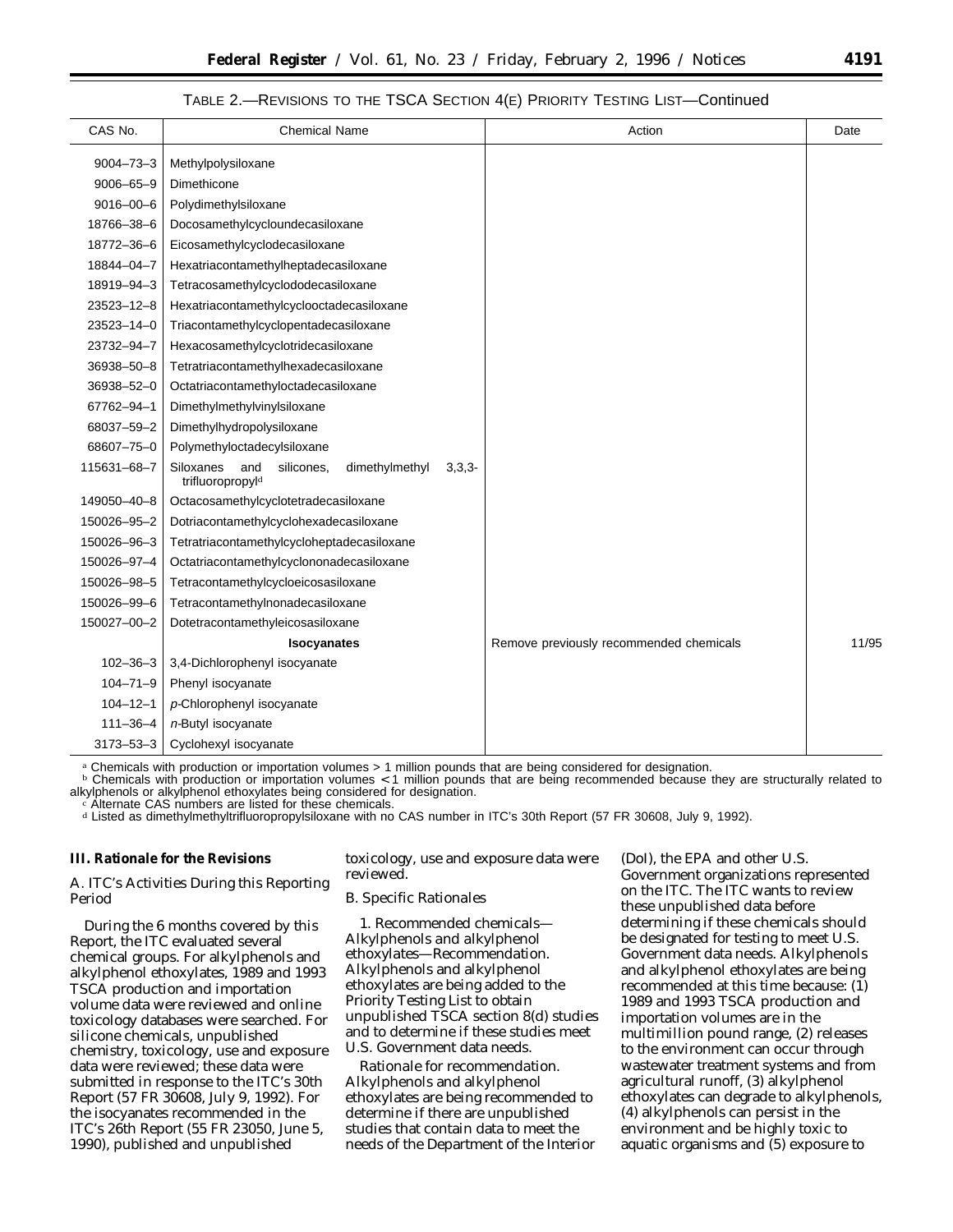TABLE 2.—REVISIONS TO THE TSCA SECTION 4(E) PRIORITY TESTING LIST—Continued

| CAS No. | Chemical Name | Action | Date |
|---|---|---|---|
| 9004–73–3 | Methylpolysiloxane | | |
| 9006–65–9 | Dimethicone | | |
| 9016–00–6 | Polydimethylsiloxane | | |
| 18766–38–6 | Docosamethylcycloundecasiloxane | | |
| 18772–36–6 | Eicosamethylcyclodecasiloxane | | |
| 18844–04–7 | Hexatriacontamethylheptadecasiloxane | | |
| 18919–94–3 | Tetracosamethylcyclododecasiloxane | | |
| 23523–12–8 | Hexatriacontamethylcyclooctadecasiloxane | | |
| 23523–14–0 | Triacontamethylcyclopentadecasiloxane | | |
| 23732–94–7 | Hexacosamethylcyclotridecasiloxane | | |
| 36938–50–8 | Tetratriacontamethylhexadecasiloxane | | |
| 36938–52–0 | Octatriacontamethyloctadecasiloxane | | |
| 67762–94–1 | Dimethylmethylvinylsiloxane | | |
| 68037–59–2 | Dimethylhydropolysiloxane | | |
| 68607–75–0 | Polymethyloctadecylsiloxane | | |
| 115631–68–7 | Siloxanes and silicones, dimethylmethyl 3,3,3-trifluoropropyl[d] | | |
| 149050–40–8 | Octacosamethylcyclotetradecasiloxane | | |
| 150026–95–2 | Dotriacontamethylcyclohexadecasiloxane | | |
| 150026–96–3 | Tetratriacontamethylcycloheptadecasiloxane | | |
| 150026–97–4 | Octatriacontamethylcyclononadecasiloxane | | |
| 150026–98–5 | Tetracontamethylcycloeicosasiloxane | | |
| 150026–99–6 | Tetracontamethylnonadecasiloxane | | |
| 150027–00–2 | Dotetracontamethyleicosasiloxane | | |
| | **Isocyanates** | Remove previously recommended chemicals | 11/95 |
| 102–36–3 | 3,4-Dichlorophenyl isocyanate | | |
| 104–71–9 | Phenyl isocyanate | | |
| 104–12–1 | *p*-Chlorophenyl isocyanate | | |
| 111–36–4 | *n*-Butyl isocyanate | | |
| 3173–53–3 | Cyclohexyl isocyanate | | |

[a] Chemicals with production or importation volumes > 1 million pounds that are being considered for designation.
[b] Chemicals with production or importation volumes < 1 million pounds that are being recommended because they are structurally related to alkylphenols or alkylphenol ethoxylates being considered for designation.
[c] Alternate CAS numbers are listed for these chemicals.
[d] Listed as dimethylmethyltrifluoropropylsiloxane with no CAS number in ITC's 30th Report (57 FR 30608, July 9, 1992).

## III. Rationale for the Revisions

### *A. ITC's Activities During this Reporting Period*

During the 6 months covered by this Report, the ITC evaluated several chemical groups. For alkylphenols and alkylphenol ethoxylates, 1989 and 1993 TSCA production and importation volume data were reviewed and online toxicology databases were searched. For silicone chemicals, unpublished chemistry, toxicology, use and exposure data were reviewed; these data were submitted in response to the ITC's 30th Report (57 FR 30608, July 9, 1992). For the isocyanates recommended in the ITC's 26th Report (55 FR 23050, June 5, 1990), published and unpublished toxicology, use and exposure data were reviewed.

### *B. Specific Rationales*

*1. Recommended chemicals—Alkylphenols and alkylphenol ethoxylates—Recommendation.* Alkylphenols and alkylphenol ethoxylates are being added to the Priority Testing List to obtain unpublished TSCA section 8(d) studies and to determine if these studies meet U.S. Government data needs.

*Rationale for recommendation.* Alkylphenols and alkylphenol ethoxylates are being recommended to determine if there are unpublished studies that contain data to meet the needs of the Department of the Interior (DoI), the EPA and other U.S. Government organizations represented on the ITC. The ITC wants to review these unpublished data before determining if these chemicals should be designated for testing to meet U.S. Government data needs. Alkylphenols and alkylphenol ethoxylates are being recommended at this time because: (1) 1989 and 1993 TSCA production and importation volumes are in the multimillion pound range, (2) releases to the environment can occur through wastewater treatment systems and from agricultural runoff, (3) alkylphenol ethoxylates can degrade to alkylphenols, (4) alkylphenols can persist in the environment and be highly toxic to aquatic organisms and (5) exposure to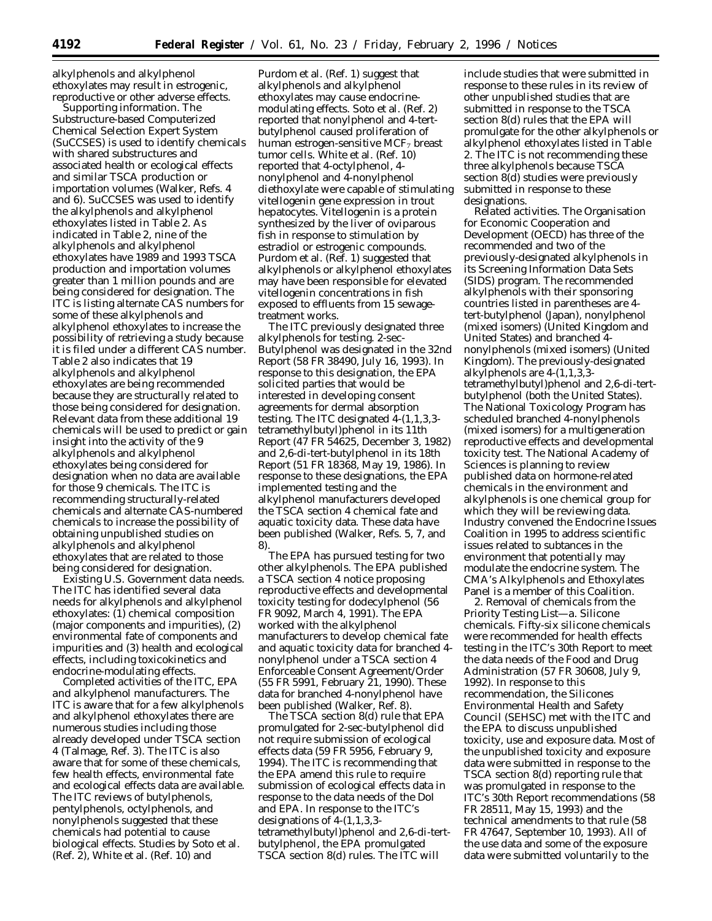alkylphenols and alkylphenol ethoxylates may result in estrogenic, reproductive or other adverse effects.

*Supporting information*. The Substructure-based Computerized Chemical Selection Expert System (SuCCSES) is used to identify chemicals with shared substructures and associated health or ecological effects and similar TSCA production or importation volumes (Walker, Refs. 4 and 6). SuCCSES was used to identify the alkylphenols and alkylphenol ethoxylates listed in Table 2. As indicated in Table 2, nine of the alkylphenols and alkylphenol ethoxylates have 1989 and 1993 TSCA production and importation volumes greater than 1 million pounds and are being considered for designation. The ITC is listing alternate CAS numbers for some of these alkylphenols and alkylphenol ethoxylates to increase the possibility of retrieving a study because it is filed under a different CAS number. Table 2 also indicates that 19 alkylphenols and alkylphenol ethoxylates are being recommended because they are structurally related to those being considered for designation. Relevant data from these additional 19 chemicals will be used to predict or gain insight into the activity of the 9 alkylphenols and alkylphenol ethoxylates being considered for designation when no data are available for those 9 chemicals. The ITC is recommending structurally-related chemicals and alternate CAS-numbered chemicals to increase the possibility of obtaining unpublished studies on alkylphenols and alkylphenol ethoxylates that are related to those being considered for designation.

*Existing U.S. Government data needs*. The ITC has identified several data needs for alkylphenols and alkylphenol ethoxylates: (1) chemical composition (major components and impurities), (2) environmental fate of components and impurities and (3) health and ecological effects, including toxicokinetics and endocrine-modulating effects.

*Completed activities of the ITC, EPA and alkylphenol manufacturers*. The ITC is aware that for a few alkylphenols and alkylphenol ethoxylates there are numerous studies including those already developed under TSCA section 4 (Talmage, Ref. 3). The ITC is also aware that for some of these chemicals, few health effects, environmental fate and ecological effects data are available. The ITC reviews of butylphenols, pentylphenols, octylphenols, and nonylphenols suggested that these chemicals had potential to cause biological effects. Studies by Soto et al. (Ref. 2), White et al. (Ref. 10) and Purdom et al. (Ref. 1) suggest that alkylphenols and alkylphenol ethoxylates may cause endocrine-modulating effects. Soto et al. (Ref. 2) reported that nonylphenol and 4-tert-butylphenol caused proliferation of human estrogen-sensitive $MCF_7$ breast tumor cells. White et al. (Ref. 10) reported that 4-octylphenol, 4-nonylphenol and 4-nonylphenol diethoxylate were capable of stimulating vitellogenin gene expression in trout hepatocytes. Vitellogenin is a protein synthesized by the liver of oviparous fish in response to stimulation by estradiol or estrogenic compounds. Purdom et al. (Ref. 1) suggested that alkylphenols or alkylphenol ethoxylates may have been responsible for elevated vitellogenin concentrations in fish exposed to effluents from 15 sewage-treatment works.

The ITC previously designated three alkylphenols for testing. 2-sec-Butylphenol was designated in the 32nd Report (58 FR 38490, July 16, 1993). In response to this designation, the EPA solicited parties that would be interested in developing consent agreements for dermal absorption testing. The ITC designated 4-(1,1,3,3-tetramethylbutyl)phenol in its 11th Report (47 FR 54625, December 3, 1982) and 2,6-di-tert-butylphenol in its 18th Report (51 FR 18368, May 19, 1986). In response to these designations, the EPA implemented testing and the alkylphenol manufacturers developed the TSCA section 4 chemical fate and aquatic toxicity data. These data have been published (Walker, Refs. 5, 7, and 8).

The EPA has pursued testing for two other alkylphenols. The EPA published a TSCA section 4 notice proposing reproductive effects and developmental toxicity testing for dodecylphenol (56 FR 9092, March 4, 1991). The EPA worked with the alkylphenol manufacturers to develop chemical fate and aquatic toxicity data for branched 4-nonylphenol under a TSCA section 4 Enforceable Consent Agreement/Order (55 FR 5991, February 21, 1990). These data for branched 4-nonylphenol have been published (Walker, Ref. 8).

The TSCA section 8(d) rule that EPA promulgated for 2-sec-butylphenol did not require submission of ecological effects data (59 FR 5956, February 9, 1994). The ITC is recommending that the EPA amend this rule to require submission of ecological effects data in response to the data needs of the DoI and EPA. In response to the ITC's designations of 4-(1,1,3,3-tetramethylbutyl)phenol and 2,6-di-tert-butylphenol, the EPA promulgated TSCA section 8(d) rules. The ITC will include studies that were submitted in response to these rules in its review of other unpublished studies that are submitted in response to the TSCA section 8(d) rules that the EPA will promulgate for the other alkylphenols or alkylphenol ethoxylates listed in Table 2. The ITC is not recommending these three alkylphenols because TSCA section 8(d) studies were previously submitted in response to these designations.

*Related activities*. The Organisation for Economic Cooperation and Development (OECD) has three of the recommended and two of the previously-designated alkylphenols in its Screening Information Data Sets (SIDS) program. The recommended alkylphenols with their sponsoring countries listed in parentheses are 4-tert-butylphenol (Japan), nonylphenol (mixed isomers) (United Kingdom and United States) and branched 4-nonylphenols (mixed isomers) (United Kingdom). The previously-designated alkylphenols are 4-(1,1,3,3-tetramethylbutyl)phenol and 2,6-di-tert-butylphenol (both the United States). The National Toxicology Program has scheduled branched 4-nonylphenols (mixed isomers) for a multigeneration reproductive effects and developmental toxicity test. The National Academy of Sciences is planning to review published data on hormone-related chemicals in the environment and alkylphenols is one chemical group for which they will be reviewing data. Industry convened the Endocrine Issues Coalition in 1995 to address scientific issues related to subtances in the environment that potentially may modulate the endocrine system. The CMA's Alkylphenols and Ethoxylates Panel is a member of this Coalition.

2. *Removal of chemicals from the Priority Testing List*—a. *Silicone chemicals*. Fifty-six silicone chemicals were recommended for health effects testing in the ITC's 30th Report to meet the data needs of the Food and Drug Administration (57 FR 30608, July 9, 1992). In response to this recommendation, the Silicones Environmental Health and Safety Council (SEHSC) met with the ITC and the EPA to discuss unpublished toxicity, use and exposure data. Most of the unpublished toxicity and exposure data were submitted in response to the TSCA section 8(d) reporting rule that was promulgated in response to the ITC's 30th Report recommendations (58 FR 28511, May 15, 1993) and the technical amendments to that rule (58 FR 47647, September 10, 1993). All of the use data and some of the exposure data were submitted voluntarily to the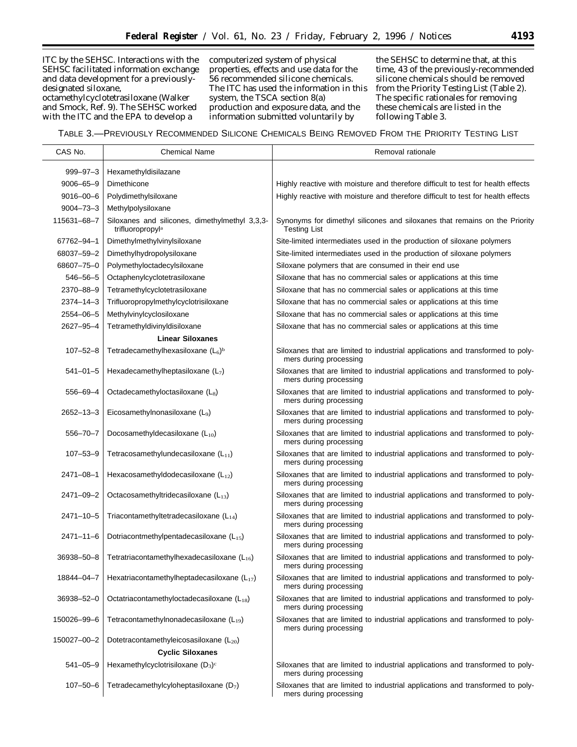ITC by the SEHSC. Interactions with the SEHSC facilitated information exchange and data development for a previously-designated siloxane, octamethylcyclotetrasiloxane (Walker and Smock, Ref. 9). The SEHSC worked with the ITC and the EPA to develop a computerized system of physical properties, effects and use data for the 56 recommended silicone chemicals. The ITC has used the information in this system, the TSCA section 8(a) production and exposure data, and the information submitted voluntarily by the SEHSC to determine that, at this time, 43 of the previously-recommended silicone chemicals should be removed from the Priority Testing List (Table 2). The specific rationales for removing these chemicals are listed in the following Table 3.

TABLE 3.—PREVIOUSLY RECOMMENDED SILICONE CHEMICALS BEING REMOVED FROM THE PRIORITY TESTING LIST

| CAS No. | Chemical Name | Removal rationale |
|---|---|---|
| 999–97–3 | Hexamethyldisilazane | |
| 9006–65–9 | Dimethicone | Highly reactive with moisture and therefore difficult to test for health effects |
| 9016–00–6 | Polydimethylsiloxane | Highly reactive with moisture and therefore difficult to test for health effects |
| 9004–73–3 | Methylpolysiloxane | |
| 115631–68–7 | Siloxanes and silicones, dimethylmethyl 3,3,3-trifluoropropyl[a] | Synonyms for dimethyl silicones and siloxanes that remains on the Priority Testing List |
| 67762–94–1 | Dimethylmethylvinylsiloxane | Site-limited intermediates used in the production of siloxane polymers |
| 68037–59–2 | Dimethylhydropolysiloxane | Site-limited intermediates used in the production of siloxane polymers |
| 68607–75–0 | Polymethyloctadecylsiloxane | Siloxane polymers that are consumed in their end use |
| 546–56–5 | Octaphenylcyclotetrasiloxane | Siloxane that has no commercial sales or applications at this time |
| 2370–88–9 | Tetramethylcyclotetrasiloxane | Siloxane that has no commercial sales or applications at this time |
| 2374–14–3 | Trifluoropropylmethylcyclotrisiloxane | Siloxane that has no commercial sales or applications at this time |
| 2554–06–5 | Methylvinylcyclosiloxane | Siloxane that has no commercial sales or applications at this time |
| 2627–95–4 | Tetramethyldivinyldisiloxane | Siloxane that has no commercial sales or applications at this time |
| | **Linear Siloxanes** | |
| 107–52–8 | Tetradecamethylhexasiloxane ($L_6$)[b] | Siloxanes that are limited to industrial applications and transformed to polymers during processing |
| 541–01–5 | Hexadecamethylheptasiloxane ($L_7$) | Siloxanes that are limited to industrial applications and transformed to polymers during processing |
| 556–69–4 | Octadecamethyloctasiloxane ($L_8$) | Siloxanes that are limited to industrial applications and transformed to polymers during processing |
| 2652–13–3 | Eicosamethylnonasiloxane ($L_9$) | Siloxanes that are limited to industrial applications and transformed to polymers during processing |
| 556–70–7 | Docosamethyldecasiloxane ($L_{10}$) | Siloxanes that are limited to industrial applications and transformed to polymers during processing |
| 107–53–9 | Tetracosamethylundecasiloxane ($L_{11}$) | Siloxanes that are limited to industrial applications and transformed to polymers during processing |
| 2471–08–1 | Hexacosamethyldodecasiloxane ($L_{12}$) | Siloxanes that are limited to industrial applications and transformed to polymers during processing |
| 2471–09–2 | Octacosamethyltridecasiloxane ($L_{13}$) | Siloxanes that are limited to industrial applications and transformed to polymers during processing |
| 2471–10–5 | Triacontamethyltetradecasiloxane ($L_{14}$) | Siloxanes that are limited to industrial applications and transformed to polymers during processing |
| 2471–11–6 | Dotriacontmethylpentadecasiloxane ($L_{15}$) | Siloxanes that are limited to industrial applications and transformed to polymers during processing |
| 36938–50–8 | Tetratriacontamethylhexadecasiloxane ($L_{16}$) | Siloxanes that are limited to industrial applications and transformed to polymers during processing |
| 18844–04–7 | Hexatriacontamethylheptadecasiloxane ($L_{17}$) | Siloxanes that are limited to industrial applications and transformed to polymers during processing |
| 36938–52–0 | Octatriacontamethyloctadecasiloxane ($L_{18}$) | Siloxanes that are limited to industrial applications and transformed to polymers during processing |
| 150026–99–6 | Tetracontamethylnonadecasiloxane ($L_{19}$) | Siloxanes that are limited to industrial applications and transformed to polymers during processing |
| 150027–00–2 | Dotetracontamethyleicosasiloxane ($L_{20}$) | |
| | **Cyclic Siloxanes** | |
| 541–05–9 | Hexamethylcyclotrisiloxane ($D_3$)[c] | Siloxanes that are limited to industrial applications and transformed to polymers during processing |
| 107–50–6 | Tetradecamethylcyloheptasiloxane ($D_7$) | Siloxanes that are limited to industrial applications and transformed to polymers during processing |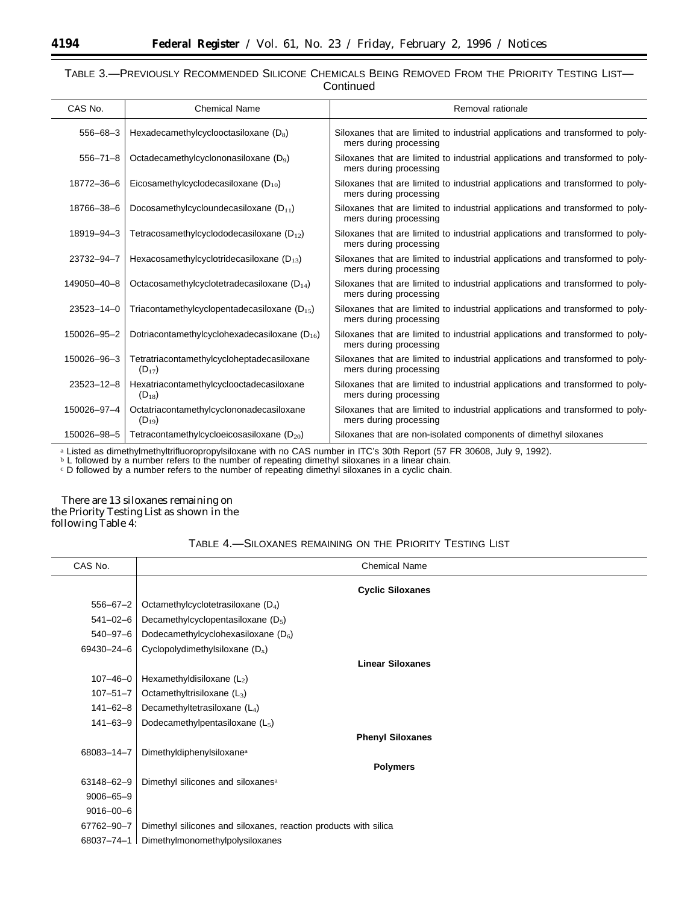TABLE 3.—PREVIOUSLY RECOMMENDED SILICONE CHEMICALS BEING REMOVED FROM THE PRIORITY TESTING LIST—Continued

| CAS No. | Chemical Name | Removal rationale |
|---|---|---|
| 556–68–3 | Hexadecamethylcyclooctasiloxane ($D_8$) | Siloxanes that are limited to industrial applications and transformed to polymers during processing |
| 556–71–8 | Octadecamethylcyclononasiloxane ($D_9$) | Siloxanes that are limited to industrial applications and transformed to polymers during processing |
| 18772–36–6 | Eicosamethylcyclodecasiloxane ($D_{10}$) | Siloxanes that are limited to industrial applications and transformed to polymers during processing |
| 18766–38–6 | Docosamethylcycloundecasiloxane ($D_{11}$) | Siloxanes that are limited to industrial applications and transformed to polymers during processing |
| 18919–94–3 | Tetracosamethylcyclododecasiloxane ($D_{12}$) | Siloxanes that are limited to industrial applications and transformed to polymers during processing |
| 23732–94–7 | Hexacosamethylcyclotridecasiloxane ($D_{13}$) | Siloxanes that are limited to industrial applications and transformed to polymers during processing |
| 149050–40–8 | Octacosamethylcyclotetradecasiloxane ($D_{14}$) | Siloxanes that are limited to industrial applications and transformed to polymers during processing |
| 23523–14–0 | Triacontamethylcyclopentadecasiloxane ($D_{15}$) | Siloxanes that are limited to industrial applications and transformed to polymers during processing |
| 150026–95–2 | Dotriacontamethylcyclohexadecasiloxane ($D_{16}$) | Siloxanes that are limited to industrial applications and transformed to polymers during processing |
| 150026–96–3 | Tetratriacontamethylcycloheptadecasiloxane ($D_{17}$) | Siloxanes that are limited to industrial applications and transformed to polymers during processing |
| 23523–12–8 | Hexatriacontamethylcyclooctadecasiloxane ($D_{18}$) | Siloxanes that are limited to industrial applications and transformed to polymers during processing |
| 150026–97–4 | Octatriacontamethylcyclononadecasiloxane ($D_{19}$) | Siloxanes that are limited to industrial applications and transformed to polymers during processing |
| 150026–98–5 | Tetracontamethylcycloeicosasiloxane ($D_{20}$) | Siloxanes that are non-isolated components of dimethyl siloxanes |

[a] Listed as dimethylmethyltrifluoropropylsiloxane with no CAS number in ITC's 30th Report (57 FR 30608, July 9, 1992).
[b] L followed by a number refers to the number of repeating dimethyl siloxanes in a linear chain.
[c] D followed by a number refers to the number of repeating dimethyl siloxanes in a cyclic chain.

There are 13 siloxanes remaining on the Priority Testing List as shown in the following Table 4:

TABLE 4.—SILOXANES REMAINING ON THE PRIORITY TESTING LIST

| CAS No. | Chemical Name |
|---|---|
| | **Cyclic Siloxanes** |
| 556–67–2 | Octamethylcyclotetrasiloxane ($D_4$) |
| 541–02–6 | Decamethylcyclopentasiloxane ($D_5$) |
| 540–97–6 | Dodecamethylcyclohexasiloxane ($D_6$) |
| 69430–24–6 | Cyclopolydimethylsiloxane ($D_x$) |
| | **Linear Siloxanes** |
| 107–46–0 | Hexamethyldisiloxane ($L_2$) |
| 107–51–7 | Octamethyltrisiloxane ($L_3$) |
| 141–62–8 | Decamethyltetrasiloxane ($L_4$) |
| 141–63–9 | Dodecamethylpentasiloxane ($L_5$) |
| | **Phenyl Siloxanes** |
| 68083–14–7 | Dimethyldiphenylsiloxane[a] |
| | **Polymers** |
| 63148–62–9 | Dimethyl silicones and siloxanes[a] |
| 9006–65–9 | |
| 9016–00–6 | |
| 67762–90–7 | Dimethyl silicones and siloxanes, reaction products with silica |
| 68037–74–1 | Dimethylmonomethylpolysiloxanes |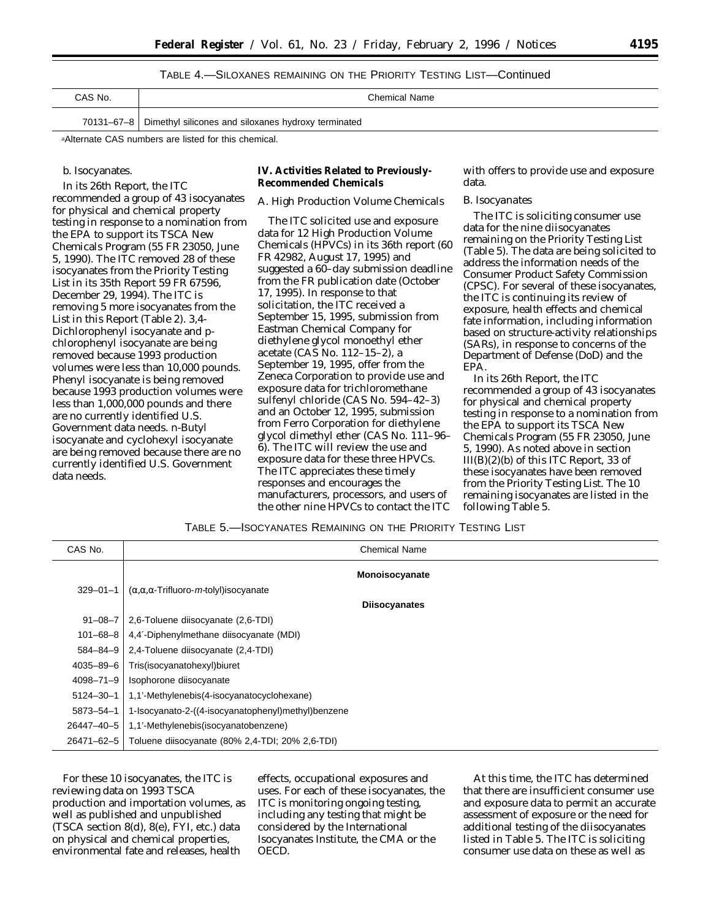TABLE 4.—SILOXANES REMAINING ON THE PRIORITY TESTING LIST—Continued

| CAS No. | Chemical Name |
|---|---|
| 70131–67–8 | Dimethyl silicones and siloxanes hydroxy terminated |

[a]Alternate CAS numbers are listed for this chemical.

b. *Isocyanates.*

In its 26th Report, the ITC recommended a group of 43 isocyanates for physical and chemical property testing in response to a nomination from the EPA to support its TSCA New Chemicals Program (55 FR 23050, June 5, 1990). The ITC removed 28 of these isocyanates from the Priority Testing List in its 35th Report 59 FR 67596, December 29, 1994). The ITC is removing 5 more isocyanates from the List in this Report (Table 2). 3,4-Dichlorophenyl isocyanate and p-chlorophenyl isocyanate are being removed because 1993 production volumes were less than 10,000 pounds. Phenyl isocyanate is being removed because 1993 production volumes were less than 1,000,000 pounds and there are no currently identified U.S. Government data needs. n-Butyl isocyanate and cyclohexyl isocyanate are being removed because there are no currently identified U.S. Government data needs.

## IV. Activities Related to Previously-Recommended Chemicals

*A. High Production Volume Chemicals*

The ITC solicited use and exposure data for 12 High Production Volume Chemicals (HPVCs) in its 36th report (60 FR 42982, August 17, 1995) and suggested a 60–day submission deadline from the FR publication date (October 17, 1995). In response to that solicitation, the ITC received a September 15, 1995, submission from Eastman Chemical Company for diethylene glycol monoethyl ether acetate (CAS No. 112–15–2), a September 19, 1995, offer from the Zeneca Corporation to provide use and exposure data for trichloromethane sulfenyl chloride (CAS No. 594–42–3) and an October 12, 1995, submission from Ferro Corporation for diethylene glycol dimethyl ether (CAS No. 111–96–6). The ITC will review the use and exposure data for these three HPVCs. The ITC appreciates these timely responses and encourages the manufacturers, processors, and users of the other nine HPVCs to contact the ITC with offers to provide use and exposure data.

*B. Isocyanates*

The ITC is soliciting consumer use data for the nine diisocyanates remaining on the Priority Testing List (Table 5). The data are being solicited to address the information needs of the Consumer Product Safety Commission (CPSC). For several of these isocyanates, the ITC is continuing its review of exposure, health effects and chemical fate information, including information based on structure-activity relationships (SARs), in response to concerns of the Department of Defense (DoD) and the EPA.

In its 26th Report, the ITC recommended a group of 43 isocyanates for physical and chemical property testing in response to a nomination from the EPA to support its TSCA New Chemicals Program (55 FR 23050, June 5, 1990). As noted above in section III(B)(2)(b) of this ITC Report, 33 of these isocyanates have been removed from the Priority Testing List. The 10 remaining isocyanates are listed in the following Table 5.

TABLE 5.—ISOCYANATES REMAINING ON THE PRIORITY TESTING LIST

| CAS No. | Chemical Name |
|---|---|
| | **Monoisocyanate** |
| 329–01–1 | (α,α,α-Trifluoro-*m*-tolyl)isocyanate |
| | **Diisocyanates** |
| 91–08–7 | 2,6-Toluene diisocyanate (2,6-TDI) |
| 101–68–8 | 4,4′-Diphenylmethane diisocyanate (MDI) |
| 584–84–9 | 2,4-Toluene diisocyanate (2,4-TDI) |
| 4035–89–6 | Tris(isocyanatohexyl)biuret |
| 4098–71–9 | Isophorone diisocyanate |
| 5124–30–1 | 1,1'-Methylenebis(4-isocyanatocyclohexane) |
| 5873–54–1 | 1-Isocyanato-2-((4-isocyanatophenyl)methyl)benzene |
| 26447–40–5 | 1,1'-Methylenebis(isocyanatobenzene) |
| 26471–62–5 | Toluene diisocyanate (80% 2,4-TDI; 20% 2,6-TDI) |

For these 10 isocyanates, the ITC is reviewing data on 1993 TSCA production and importation volumes, as well as published and unpublished (TSCA section 8(d), 8(e), FYI, etc.) data on physical and chemical properties, environmental fate and releases, health effects, occupational exposures and uses. For each of these isocyanates, the ITC is monitoring ongoing testing, including any testing that might be considered by the International Isocyanates Institute, the CMA or the OECD.

At this time, the ITC has determined that there are insufficient consumer use and exposure data to permit an accurate assessment of exposure or the need for additional testing of the diisocyanates listed in Table 5. The ITC is soliciting consumer use data on these as well as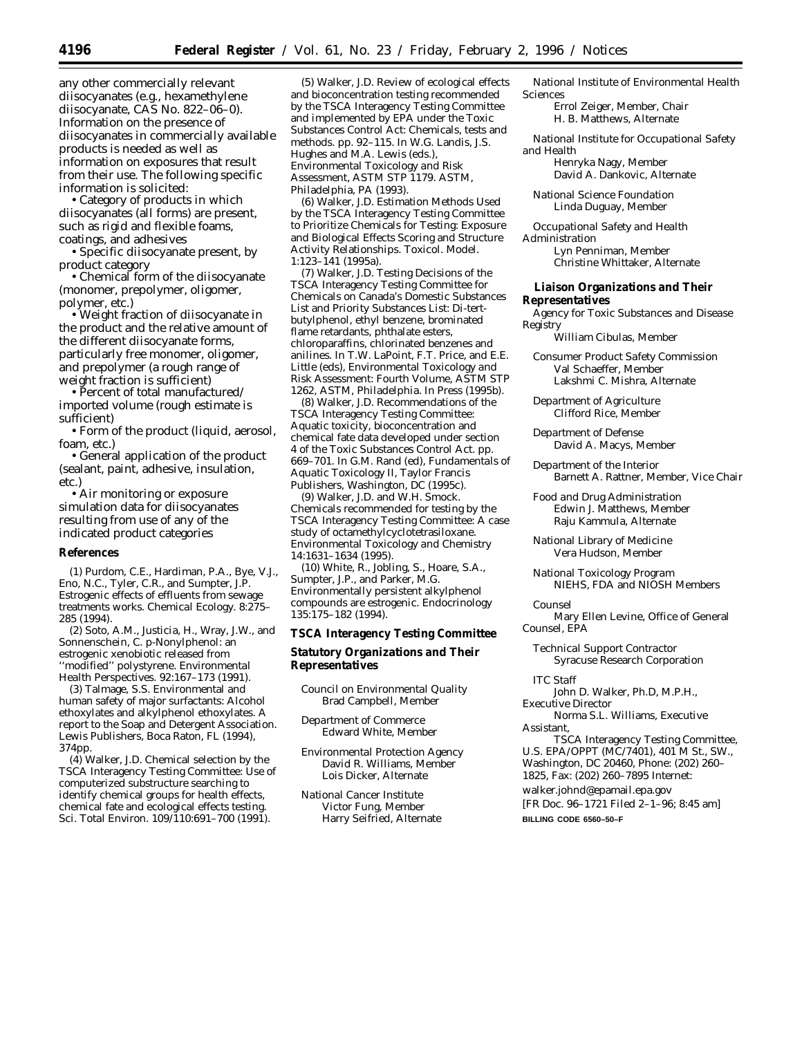any other commercially relevant diisocyanates (e.g., hexamethylene diisocyanate, CAS No. 822–06–0). Information on the presence of diisocyanates in commercially available products is needed as well as information on exposures that result from their use. The following specific information is solicited:

• Category of products in which diisocyanates (all forms) are present, such as rigid and flexible foams, coatings, and adhesives

• Specific diisocyanate present, by product category

• Chemical form of the diisocyanate (monomer, prepolymer, oligomer, polymer, etc.)

• Weight fraction of diisocyanate in the product and the relative amount of the different diisocyanate forms, particularly free monomer, oligomer, and prepolymer (a rough range of weight fraction is sufficient)

• Percent of total manufactured/imported volume (rough estimate is sufficient)

• Form of the product (liquid, aerosol, foam, etc.)

• General application of the product (sealant, paint, adhesive, insulation, etc.)

• Air monitoring or exposure simulation data for diisocyanates resulting from use of any of the indicated product categories

**References**

(1) Purdom, C.E., Hardiman, P.A., Bye, V.J., Eno, N.C., Tyler, C.R., and Sumpter, J.P. Estrogenic effects of effluents from sewage treatments works. Chemical Ecology. 8:275–285 (1994).

(2) Soto, A.M., Justicia, H., Wray, J.W., and Sonnenschein, C. p-Nonylphenol: an estrogenic xenobiotic released from ''modified'' polystyrene. Environmental Health Perspectives. 92:167–173 (1991).

(3) Talmage, S.S. Environmental and human safety of major surfactants: Alcohol ethoxylates and alkylphenol ethoxylates. A report to the Soap and Detergent Association. Lewis Publishers, Boca Raton, FL (1994), 374pp.

(4) Walker, J.D. Chemical selection by the TSCA Interagency Testing Committee: Use of computerized substructure searching to identify chemical groups for health effects, chemical fate and ecological effects testing. Sci. Total Environ. 109/110:691–700 (1991).

(5) Walker, J.D. Review of ecological effects and bioconcentration testing recommended by the TSCA Interagency Testing Committee and implemented by EPA under the Toxic Substances Control Act: Chemicals, tests and methods. pp. 92–115. In W.G. Landis, J.S. Hughes and M.A. Lewis (eds.), Environmental Toxicology and Risk Assessment, ASTM STP 1179. ASTM, Philadelphia, PA (1993).

(6) Walker, J.D. Estimation Methods Used by the TSCA Interagency Testing Committee to Prioritize Chemicals for Testing: Exposure and Biological Effects Scoring and Structure Activity Relationships. Toxicol. Model. 1:123–141 (1995a).

(7) Walker, J.D. Testing Decisions of the TSCA Interagency Testing Committee for Chemicals on Canada's Domestic Substances List and Priority Substances List: Di-tert-butylphenol, ethyl benzene, brominated flame retardants, phthalate esters, chloroparaffins, chlorinated benzenes and anilines. In T.W. LaPoint, F.T. Price, and E.E. Little (eds), Environmental Toxicology and Risk Assessment: Fourth Volume, ASTM STP 1262, ASTM, Philadelphia. In Press (1995b).

(8) Walker, J.D. Recommendations of the TSCA Interagency Testing Committee: Aquatic toxicity, bioconcentration and chemical fate data developed under section 4 of the Toxic Substances Control Act. pp. 669–701. In G.M. Rand (ed), Fundamentals of Aquatic Toxicology II, Taylor Francis Publishers, Washington, DC (1995c).

(9) Walker, J.D. and W.H. Smock. Chemicals recommended for testing by the TSCA Interagency Testing Committee: A case study of octamethylcyclotetrasiloxane. Environmental Toxicology and Chemistry 14:1631–1634 (1995).

(10) White, R., Jobling, S., Hoare, S.A., Sumpter, J.P., and Parker, M.G. Environmentally persistent alkylphenol compounds are estrogenic. Endocrinology 135:175–182 (1994).

**TSCA Interagency Testing Committee**

**Statutory Organizations and Their Representatives**

Council on Environmental Quality
Brad Campbell, Member

Department of Commerce
Edward White, Member

Environmental Protection Agency
David R. Williams, Member
Lois Dicker, Alternate

National Cancer Institute
Victor Fung, Member
Harry Seifried, Alternate

National Institute of Environmental Health Sciences
Errol Zeiger, Member, Chair
H. B. Matthews, Alternate

National Institute for Occupational Safety and Health
Henryka Nagy, Member
David A. Dankovic, Alternate

National Science Foundation
Linda Duguay, Member

Occupational Safety and Health Administration
Lyn Penniman, Member
Christine Whittaker, Alternate

**Liaison Organizations and Their Representatives**

Agency for Toxic Substances and Disease Registry
William Cibulas, Member

Consumer Product Safety Commission
Val Schaeffer, Member
Lakshmi C. Mishra, Alternate

Department of Agriculture
Clifford Rice, Member

Department of Defense
David A. Macys, Member

Department of the Interior
Barnett A. Rattner, Member, Vice Chair

Food and Drug Administration
Edwin J. Matthews, Member
Raju Kammula, Alternate

National Library of Medicine
Vera Hudson, Member

National Toxicology Program
NIEHS, FDA and NIOSH Members

Counsel
Mary Ellen Levine, Office of General Counsel, EPA

Technical Support Contractor
Syracuse Research Corporation

ITC Staff
John D. Walker, Ph.D, M.P.H., Executive Director
Norma S.L. Williams, Executive Assistant,
TSCA Interagency Testing Committee, U.S. EPA/OPPT (MC/7401), 401 M St., SW., Washington, DC 20460, Phone: (202) 260–1825, Fax: (202) 260–7895 Internet: walker.johnd@epamail.epa.gov

[FR Doc. 96–1721 Filed 2–1–96; 8:45 am]

BILLING CODE 6560–50–F